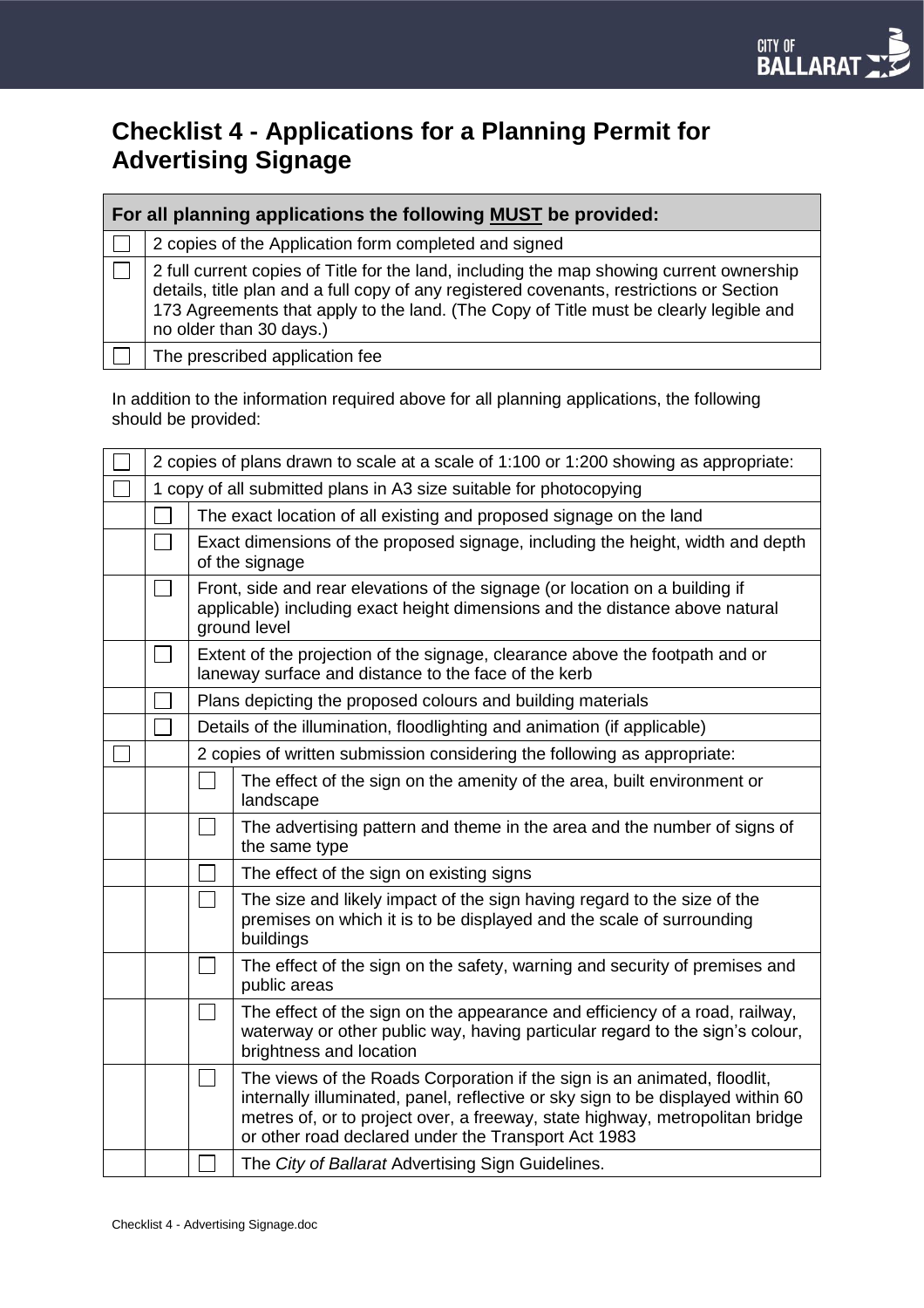# Checklist 4 - Applications for a Planning Permit for Advertising Signage

| For all planning applications the following <u>MUST</u> be provided: | |
|---|---|
| ☐ | 2 copies of the Application form completed and signed |
| ☐ | 2 full current copies of Title for the land, including the map showing current ownership details, title plan and a full copy of any registered covenants, restrictions or Section 173 Agreements that apply to the land. (The Copy of Title must be clearly legible and no older than 30 days.) |
| ☐ | The prescribed application fee |

In addition to the information required above for all planning applications, the following should be provided:

| | | | |
|---|---|---|---|
| ☐ | 2 copies of plans drawn to scale at a scale of 1:100 or 1:200 showing as appropriate: | | |
| ☐ | 1 copy of all submitted plans in A3 size suitable for photocopying | | |
| | ☐ | The exact location of all existing and proposed signage on the land | |
| | ☐ | Exact dimensions of the proposed signage, including the height, width and depth of the signage | |
| | ☐ | Front, side and rear elevations of the signage (or location on a building if applicable) including exact height dimensions and the distance above natural ground level | |
| | ☐ | Extent of the projection of the signage, clearance above the footpath and or laneway surface and distance to the face of the kerb | |
| | ☐ | Plans depicting the proposed colours and building materials | |
| | ☐ | Details of the illumination, floodlighting and animation (if applicable) | |
| ☐ | | 2 copies of written submission considering the following as appropriate: | |
| | | ☐ | The effect of the sign on the amenity of the area, built environment or landscape |
| | | ☐ | The advertising pattern and theme in the area and the number of signs of the same type |
| | | ☐ | The effect of the sign on existing signs |
| | | ☐ | The size and likely impact of the sign having regard to the size of the premises on which it is to be displayed and the scale of surrounding buildings |
| | | ☐ | The effect of the sign on the safety, warning and security of premises and public areas |
| | | ☐ | The effect of the sign on the appearance and efficiency of a road, railway, waterway or other public way, having particular regard to the sign's colour, brightness and location |
| | | ☐ | The views of the Roads Corporation if the sign is an animated, floodlit, internally illuminated, panel, reflective or sky sign to be displayed within 60 metres of, or to project over, a freeway, state highway, metropolitan bridge or other road declared under the Transport Act 1983 |
| | | ☐ | The *City of Ballarat* Advertising Sign Guidelines. |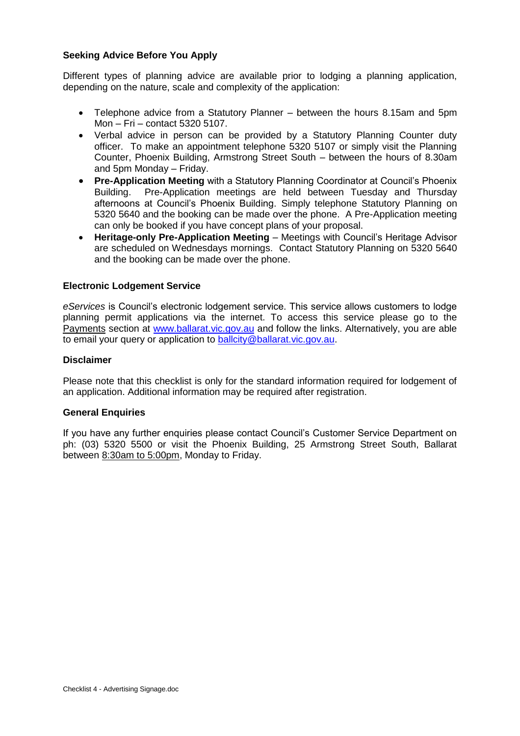### Seeking Advice Before You Apply

Different types of planning advice are available prior to lodging a planning application, depending on the nature, scale and complexity of the application:

- Telephone advice from a Statutory Planner – between the hours 8.15am and 5pm Mon – Fri – contact 5320 5107.
- Verbal advice in person can be provided by a Statutory Planning Counter duty officer. To make an appointment telephone 5320 5107 or simply visit the Planning Counter, Phoenix Building, Armstrong Street South – between the hours of 8.30am and 5pm Monday – Friday.
- **Pre-Application Meeting** with a Statutory Planning Coordinator at Council's Phoenix Building. Pre-Application meetings are held between Tuesday and Thursday afternoons at Council's Phoenix Building. Simply telephone Statutory Planning on 5320 5640 and the booking can be made over the phone. A Pre-Application meeting can only be booked if you have concept plans of your proposal.
- **Heritage-only Pre-Application Meeting** – Meetings with Council's Heritage Advisor are scheduled on Wednesdays mornings. Contact Statutory Planning on 5320 5640 and the booking can be made over the phone.

### Electronic Lodgement Service

*eServices* is Council's electronic lodgement service. This service allows customers to lodge planning permit applications via the internet. To access this service please go to the Payments section at www.ballarat.vic.gov.au and follow the links. Alternatively, you are able to email your query or application to ballcity@ballarat.vic.gov.au.

### Disclaimer

Please note that this checklist is only for the standard information required for lodgement of an application. Additional information may be required after registration.

### General Enquiries

If you have any further enquiries please contact Council's Customer Service Department on ph: (03) 5320 5500 or visit the Phoenix Building, 25 Armstrong Street South, Ballarat between 8:30am to 5:00pm, Monday to Friday.